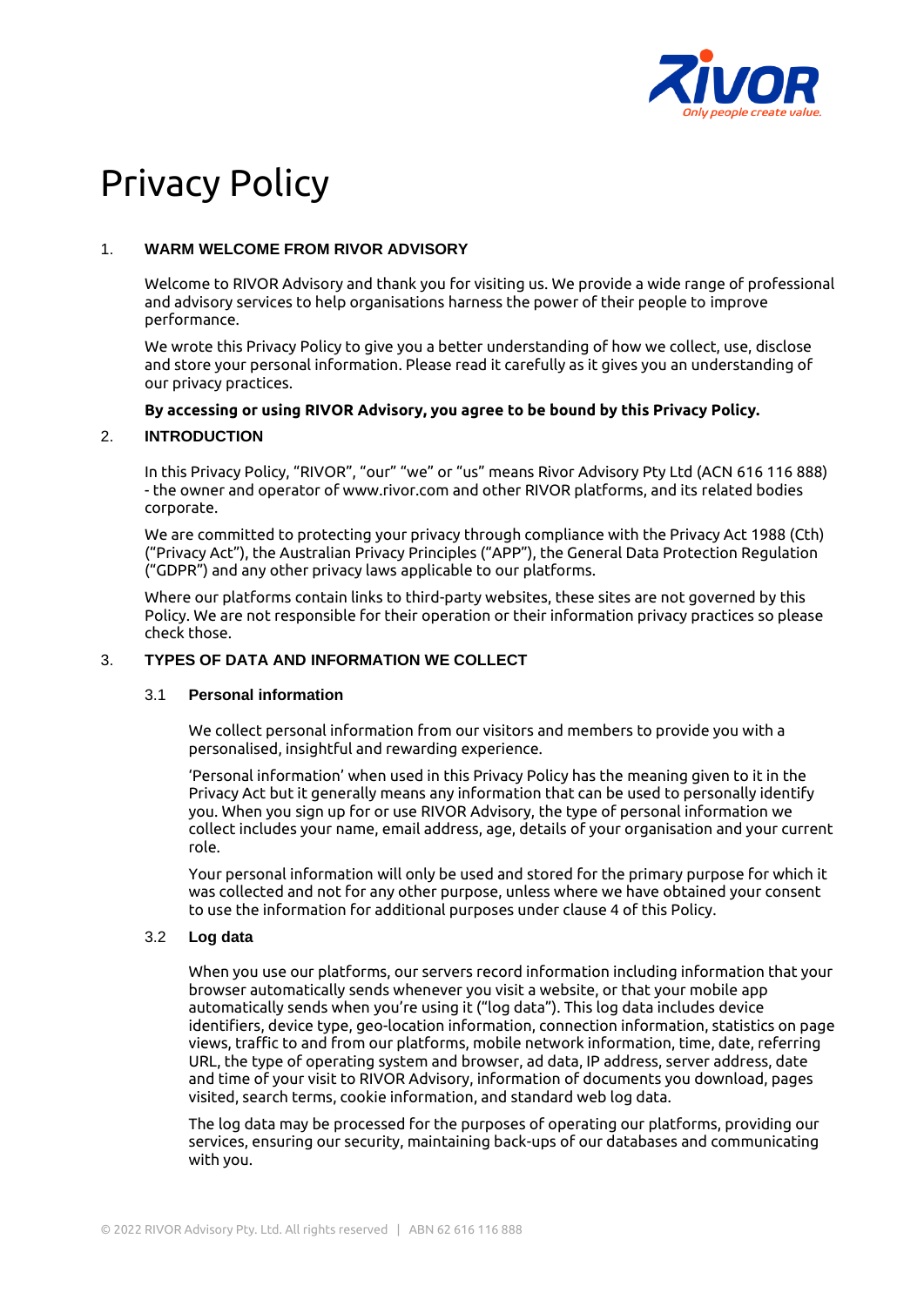# Privacy Policy

## 1. WARM WELCOME FROM RIVOR ADVISORY

Welcome to RIVOR Advisory and thank you for visiting us. We provide a wide range of professional and advisory services to help organisations harness the power of their people to improve performance.

We wrote this Privacy Policy to give you a better understanding of how we collect, use, disclose and store your personal information. Please read it carefully as it gives you an understanding of our privacy practices.

**By accessing or using RIVOR Advisory, you agree to be bound by this Privacy Policy.**

## 2. INTRODUCTION

In this Privacy Policy, "RIVOR", "our" "we" or "us" means Rivor Advisory Pty Ltd (ACN 616 116 888) - the owner and operator of www.rivor.com and other RIVOR platforms, and its related bodies corporate.

We are committed to protecting your privacy through compliance with the Privacy Act 1988 (Cth) ("Privacy Act"), the Australian Privacy Principles ("APP"), the General Data Protection Regulation ("GDPR") and any other privacy laws applicable to our platforms.

Where our platforms contain links to third-party websites, these sites are not governed by this Policy. We are not responsible for their operation or their information privacy practices so please check those.

## 3. TYPES OF DATA AND INFORMATION WE COLLECT

### 3.1 Personal information

We collect personal information from our visitors and members to provide you with a personalised, insightful and rewarding experience.

'Personal information' when used in this Privacy Policy has the meaning given to it in the Privacy Act but it generally means any information that can be used to personally identify you. When you sign up for or use RIVOR Advisory, the type of personal information we collect includes your name, email address, age, details of your organisation and your current role.

Your personal information will only be used and stored for the primary purpose for which it was collected and not for any other purpose, unless where we have obtained your consent to use the information for additional purposes under clause 4 of this Policy.

### 3.2 Log data

When you use our platforms, our servers record information including information that your browser automatically sends whenever you visit a website, or that your mobile app automatically sends when you're using it ("log data"). This log data includes device identifiers, device type, geo-location information, connection information, statistics on page views, traffic to and from our platforms, mobile network information, time, date, referring URL, the type of operating system and browser, ad data, IP address, server address, date and time of your visit to RIVOR Advisory, information of documents you download, pages visited, search terms, cookie information, and standard web log data.

The log data may be processed for the purposes of operating our platforms, providing our services, ensuring our security, maintaining back-ups of our databases and communicating with you.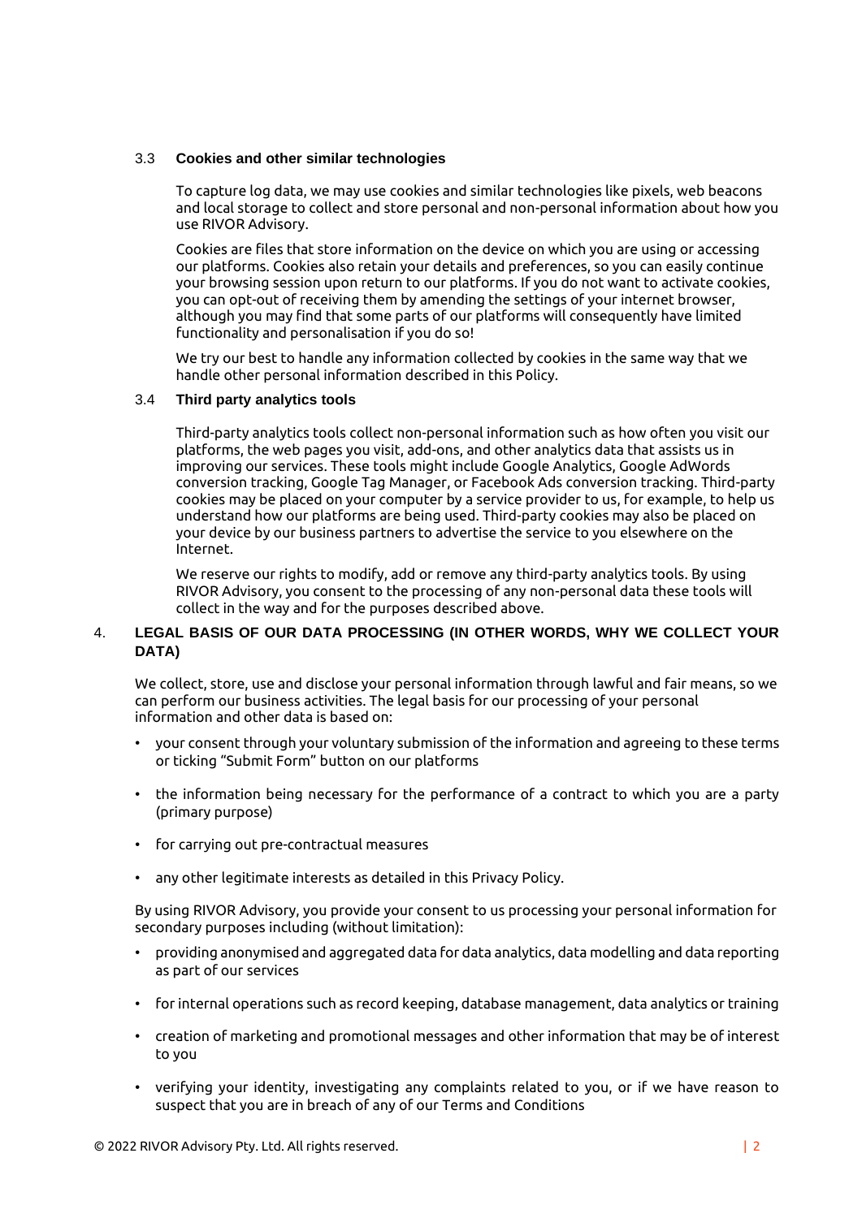### 3.3 Cookies and other similar technologies

To capture log data, we may use cookies and similar technologies like pixels, web beacons and local storage to collect and store personal and non-personal information about how you use RIVOR Advisory.

Cookies are files that store information on the device on which you are using or accessing our platforms. Cookies also retain your details and preferences, so you can easily continue your browsing session upon return to our platforms. If you do not want to activate cookies, you can opt-out of receiving them by amending the settings of your internet browser, although you may find that some parts of our platforms will consequently have limited functionality and personalisation if you do so!

We try our best to handle any information collected by cookies in the same way that we handle other personal information described in this Policy.

### 3.4 Third party analytics tools

Third-party analytics tools collect non-personal information such as how often you visit our platforms, the web pages you visit, add-ons, and other analytics data that assists us in improving our services. These tools might include Google Analytics, Google AdWords conversion tracking, Google Tag Manager, or Facebook Ads conversion tracking. Third-party cookies may be placed on your computer by a service provider to us, for example, to help us understand how our platforms are being used. Third-party cookies may also be placed on your device by our business partners to advertise the service to you elsewhere on the Internet.

We reserve our rights to modify, add or remove any third-party analytics tools. By using RIVOR Advisory, you consent to the processing of any non-personal data these tools will collect in the way and for the purposes described above.

## 4. LEGAL BASIS OF OUR DATA PROCESSING (IN OTHER WORDS, WHY WE COLLECT YOUR DATA)

We collect, store, use and disclose your personal information through lawful and fair means, so we can perform our business activities. The legal basis for our processing of your personal information and other data is based on:

- your consent through your voluntary submission of the information and agreeing to these terms or ticking "Submit Form" button on our platforms
- the information being necessary for the performance of a contract to which you are a party (primary purpose)
- for carrying out pre-contractual measures
- any other legitimate interests as detailed in this Privacy Policy.

By using RIVOR Advisory, you provide your consent to us processing your personal information for secondary purposes including (without limitation):

- providing anonymised and aggregated data for data analytics, data modelling and data reporting as part of our services
- for internal operations such as record keeping, database management, data analytics or training
- creation of marketing and promotional messages and other information that may be of interest to you
- verifying your identity, investigating any complaints related to you, or if we have reason to suspect that you are in breach of any of our Terms and Conditions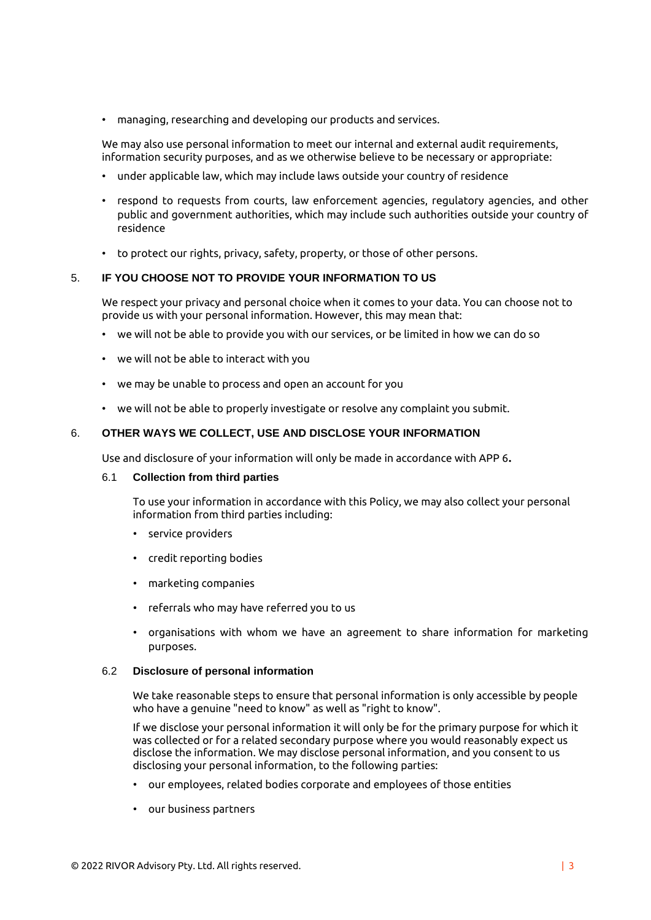- managing, researching and developing our products and services.

We may also use personal information to meet our internal and external audit requirements, information security purposes, and as we otherwise believe to be necessary or appropriate:

- under applicable law, which may include laws outside your country of residence
- respond to requests from courts, law enforcement agencies, regulatory agencies, and other public and government authorities, which may include such authorities outside your country of residence
- to protect our rights, privacy, safety, property, or those of other persons.

## 5. IF YOU CHOOSE NOT TO PROVIDE YOUR INFORMATION TO US

We respect your privacy and personal choice when it comes to your data. You can choose not to provide us with your personal information. However, this may mean that:

- we will not be able to provide you with our services, or be limited in how we can do so
- we will not be able to interact with you
- we may be unable to process and open an account for you
- we will not be able to properly investigate or resolve any complaint you submit.

## 6. OTHER WAYS WE COLLECT, USE AND DISCLOSE YOUR INFORMATION

Use and disclosure of your information will only be made in accordance with APP 6**.**

### 6.1 Collection from third parties

To use your information in accordance with this Policy, we may also collect your personal information from third parties including:

- service providers
- credit reporting bodies
- marketing companies
- referrals who may have referred you to us
- organisations with whom we have an agreement to share information for marketing purposes.

### 6.2 Disclosure of personal information

We take reasonable steps to ensure that personal information is only accessible by people who have a genuine "need to know" as well as "right to know".

If we disclose your personal information it will only be for the primary purpose for which it was collected or for a related secondary purpose where you would reasonably expect us disclose the information. We may disclose personal information, and you consent to us disclosing your personal information, to the following parties:

- our employees, related bodies corporate and employees of those entities
- our business partners

© 2022 RIVOR Advisory Pty. Ltd. All rights reserved.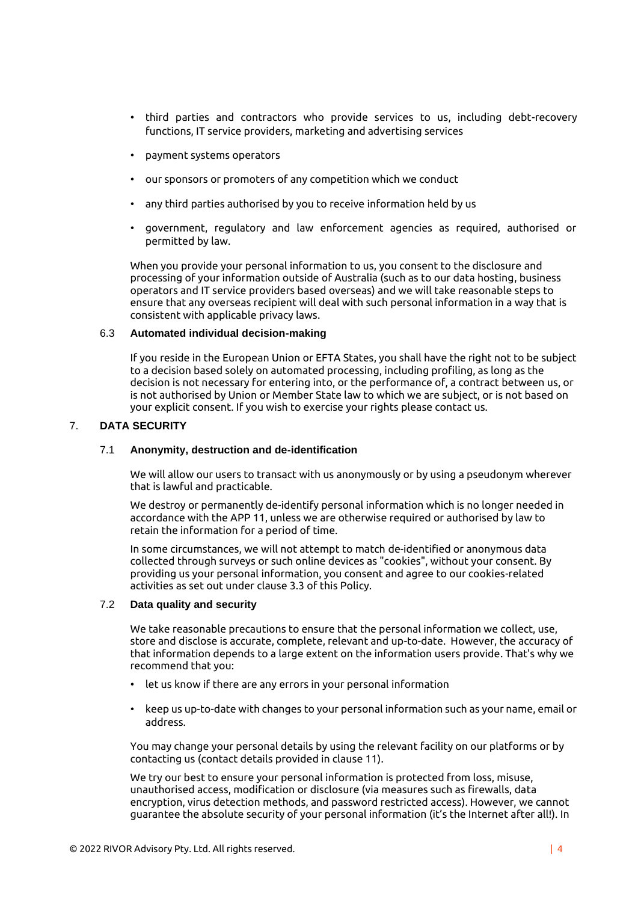- third parties and contractors who provide services to us, including debt-recovery functions, IT service providers, marketing and advertising services
- payment systems operators
- our sponsors or promoters of any competition which we conduct
- any third parties authorised by you to receive information held by us
- government, regulatory and law enforcement agencies as required, authorised or permitted by law.

When you provide your personal information to us, you consent to the disclosure and processing of your information outside of Australia (such as to our data hosting, business operators and IT service providers based overseas) and we will take reasonable steps to ensure that any overseas recipient will deal with such personal information in a way that is consistent with applicable privacy laws.

### 6.3 Automated individual decision-making

If you reside in the European Union or EFTA States, you shall have the right not to be subject to a decision based solely on automated processing, including profiling, as long as the decision is not necessary for entering into, or the performance of, a contract between us, or is not authorised by Union or Member State law to which we are subject, or is not based on your explicit consent. If you wish to exercise your rights please contact us.

## 7. DATA SECURITY

### 7.1 Anonymity, destruction and de-identification

We will allow our users to transact with us anonymously or by using a pseudonym wherever that is lawful and practicable.

We destroy or permanently de-identify personal information which is no longer needed in accordance with the APP 11, unless we are otherwise required or authorised by law to retain the information for a period of time.

In some circumstances, we will not attempt to match de-identified or anonymous data collected through surveys or such online devices as "cookies", without your consent. By providing us your personal information, you consent and agree to our cookies-related activities as set out under clause 3.3 of this Policy.

### 7.2 Data quality and security

We take reasonable precautions to ensure that the personal information we collect, use, store and disclose is accurate, complete, relevant and up-to-date. However, the accuracy of that information depends to a large extent on the information users provide. That's why we recommend that you:

- let us know if there are any errors in your personal information
- keep us up-to-date with changes to your personal information such as your name, email or address.

You may change your personal details by using the relevant facility on our platforms or by contacting us (contact details provided in clause 11).

We try our best to ensure your personal information is protected from loss, misuse, unauthorised access, modification or disclosure (via measures such as firewalls, data encryption, virus detection methods, and password restricted access). However, we cannot guarantee the absolute security of your personal information (it's the Internet after all!). In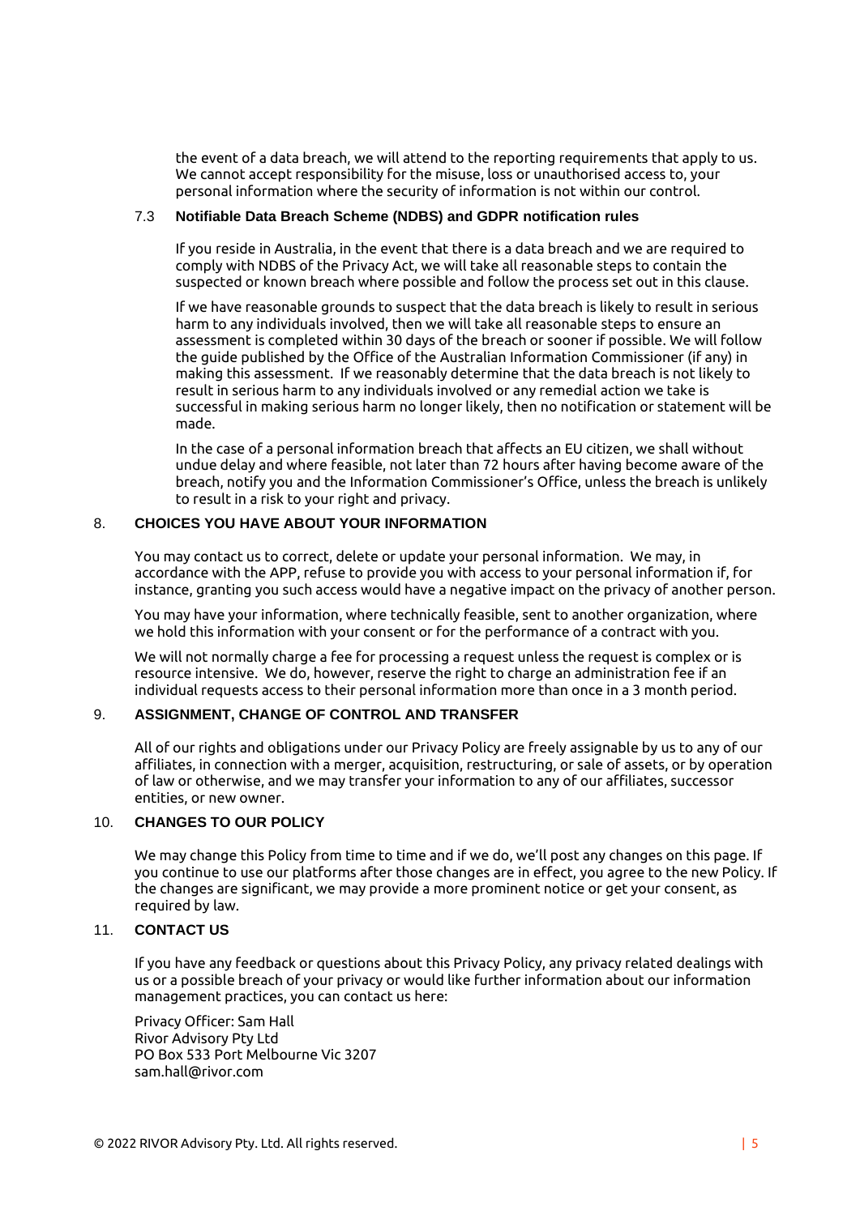the event of a data breach, we will attend to the reporting requirements that apply to us. We cannot accept responsibility for the misuse, loss or unauthorised access to, your personal information where the security of information is not within our control.

### 7.3 Notifiable Data Breach Scheme (NDBS) and GDPR notification rules

If you reside in Australia, in the event that there is a data breach and we are required to comply with NDBS of the Privacy Act, we will take all reasonable steps to contain the suspected or known breach where possible and follow the process set out in this clause.

If we have reasonable grounds to suspect that the data breach is likely to result in serious harm to any individuals involved, then we will take all reasonable steps to ensure an assessment is completed within 30 days of the breach or sooner if possible. We will follow the guide published by the Office of the Australian Information Commissioner (if any) in making this assessment. If we reasonably determine that the data breach is not likely to result in serious harm to any individuals involved or any remedial action we take is successful in making serious harm no longer likely, then no notification or statement will be made.

In the case of a personal information breach that affects an EU citizen, we shall without undue delay and where feasible, not later than 72 hours after having become aware of the breach, notify you and the Information Commissioner's Office, unless the breach is unlikely to result in a risk to your right and privacy.

## 8. CHOICES YOU HAVE ABOUT YOUR INFORMATION

You may contact us to correct, delete or update your personal information. We may, in accordance with the APP, refuse to provide you with access to your personal information if, for instance, granting you such access would have a negative impact on the privacy of another person.

You may have your information, where technically feasible, sent to another organization, where we hold this information with your consent or for the performance of a contract with you.

We will not normally charge a fee for processing a request unless the request is complex or is resource intensive. We do, however, reserve the right to charge an administration fee if an individual requests access to their personal information more than once in a 3 month period.

## 9. ASSIGNMENT, CHANGE OF CONTROL AND TRANSFER

All of our rights and obligations under our Privacy Policy are freely assignable by us to any of our affiliates, in connection with a merger, acquisition, restructuring, or sale of assets, or by operation of law or otherwise, and we may transfer your information to any of our affiliates, successor entities, or new owner.

## 10. CHANGES TO OUR POLICY

We may change this Policy from time to time and if we do, we'll post any changes on this page. If you continue to use our platforms after those changes are in effect, you agree to the new Policy. If the changes are significant, we may provide a more prominent notice or get your consent, as required by law.

## 11. CONTACT US

If you have any feedback or questions about this Privacy Policy, any privacy related dealings with us or a possible breach of your privacy or would like further information about our information management practices, you can contact us here:

Privacy Officer: Sam Hall
Rivor Advisory Pty Ltd
PO Box 533 Port Melbourne Vic 3207
sam.hall@rivor.com

© 2022 RIVOR Advisory Pty. Ltd. All rights reserved.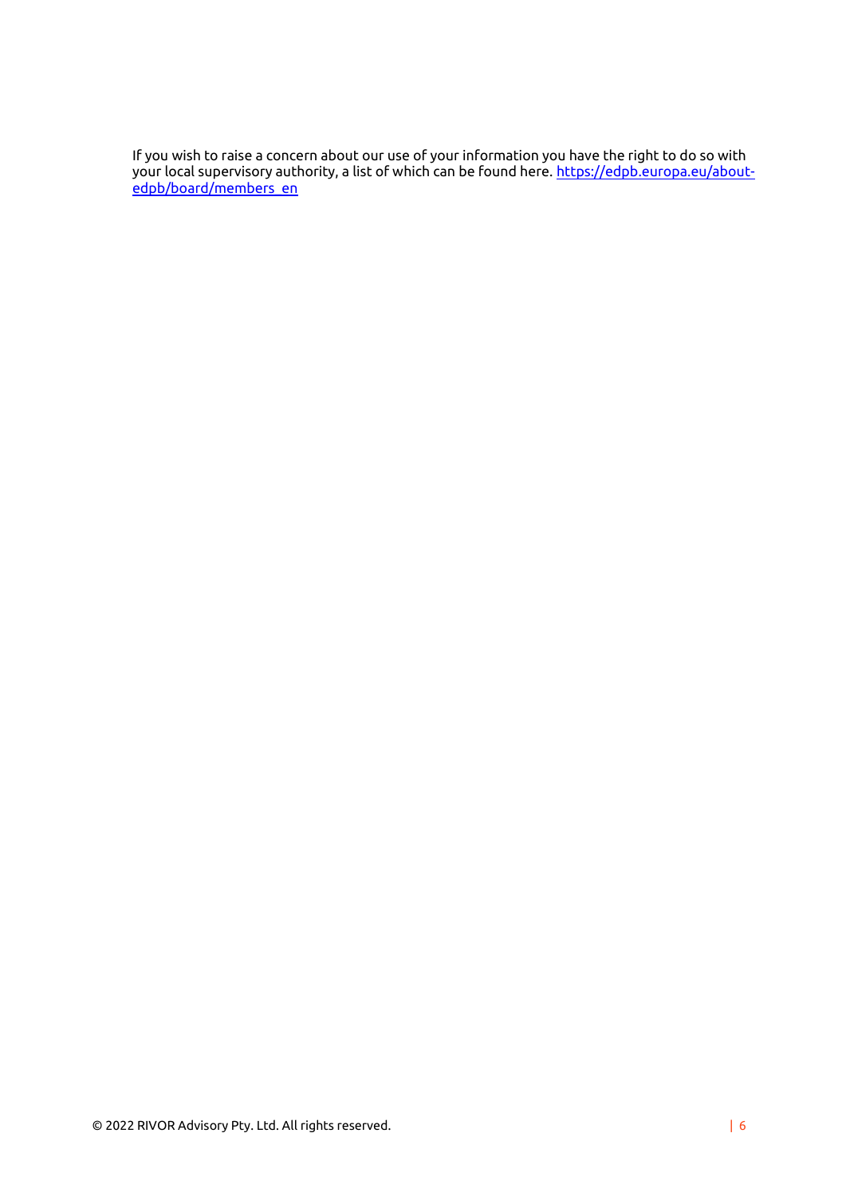If you wish to raise a concern about our use of your information you have the right to do so with your local supervisory authority, a list of which can be found here. [https://edpb.europa.eu/about-edpb/board/members_en](https://edpb.europa.eu/about-edpb/board/members_en)